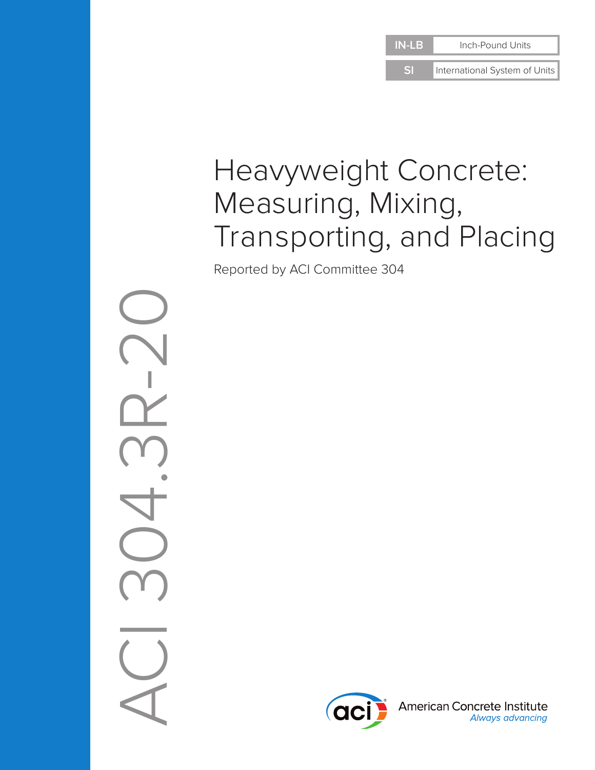| IN-LB | Inch-Pound Units |
| --- | --- |
| SI | International System of Units |

# Heavyweight Concrete: Measuring, Mixing, Transporting, and Placing

Reported by ACI Committee 304

ACI 304.3R-20

American Concrete Institute
*Always advancing*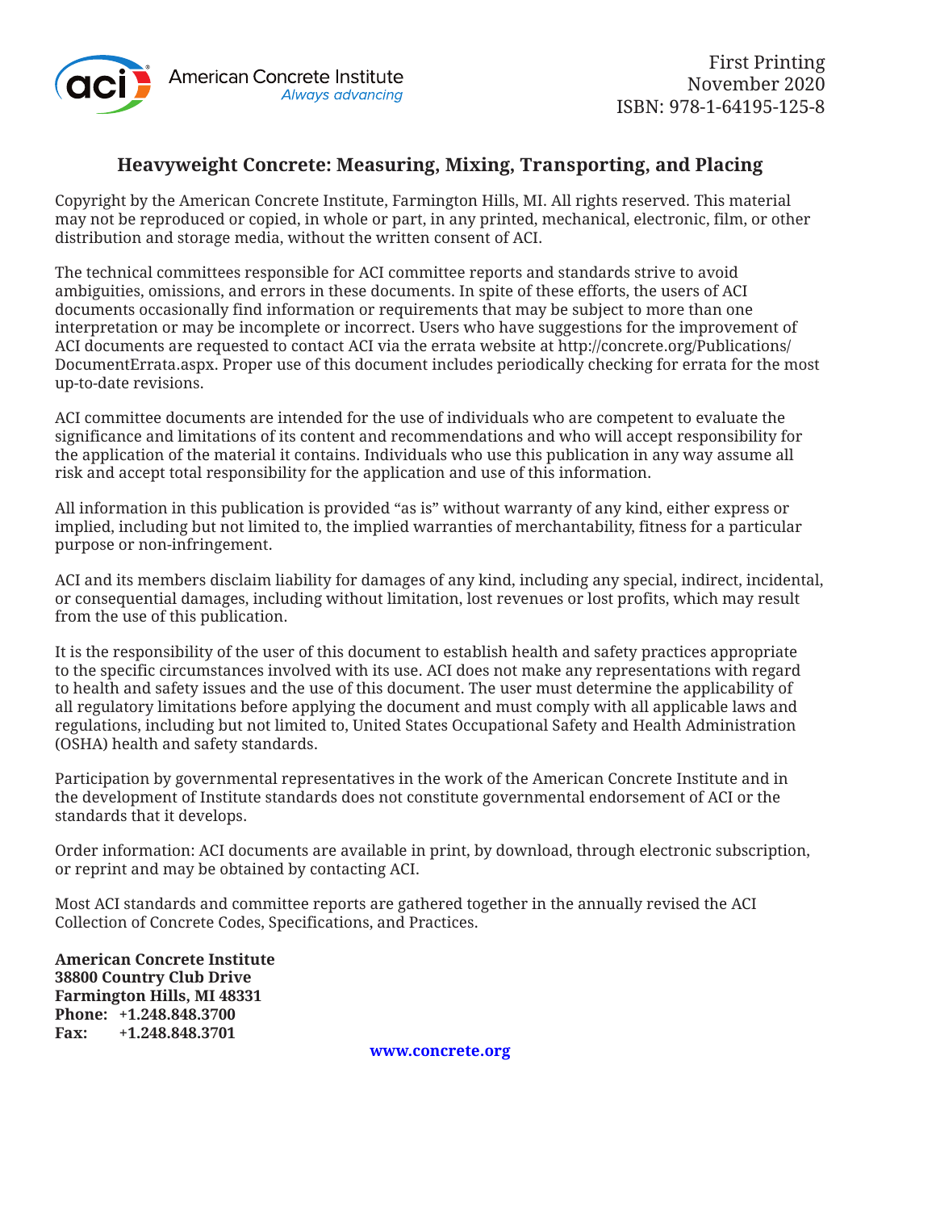American Concrete Institute
*Always advancing*

First Printing
November 2020
ISBN: 978-1-64195-125-8

# Heavyweight Concrete: Measuring, Mixing, Transporting, and Placing

Copyright by the American Concrete Institute, Farmington Hills, MI. All rights reserved. This material may not be reproduced or copied, in whole or part, in any printed, mechanical, electronic, film, or other distribution and storage media, without the written consent of ACI.

The technical committees responsible for ACI committee reports and standards strive to avoid ambiguities, omissions, and errors in these documents. In spite of these efforts, the users of ACI documents occasionally find information or requirements that may be subject to more than one interpretation or may be incomplete or incorrect. Users who have suggestions for the improvement of ACI documents are requested to contact ACI via the errata website at http://concrete.org/Publications/DocumentErrata.aspx. Proper use of this document includes periodically checking for errata for the most up-to-date revisions.

ACI committee documents are intended for the use of individuals who are competent to evaluate the significance and limitations of its content and recommendations and who will accept responsibility for the application of the material it contains. Individuals who use this publication in any way assume all risk and accept total responsibility for the application and use of this information.

All information in this publication is provided "as is" without warranty of any kind, either express or implied, including but not limited to, the implied warranties of merchantability, fitness for a particular purpose or non-infringement.

ACI and its members disclaim liability for damages of any kind, including any special, indirect, incidental, or consequential damages, including without limitation, lost revenues or lost profits, which may result from the use of this publication.

It is the responsibility of the user of this document to establish health and safety practices appropriate to the specific circumstances involved with its use. ACI does not make any representations with regard to health and safety issues and the use of this document. The user must determine the applicability of all regulatory limitations before applying the document and must comply with all applicable laws and regulations, including but not limited to, United States Occupational Safety and Health Administration (OSHA) health and safety standards.

Participation by governmental representatives in the work of the American Concrete Institute and in the development of Institute standards does not constitute governmental endorsement of ACI or the standards that it develops.

Order information: ACI documents are available in print, by download, through electronic subscription, or reprint and may be obtained by contacting ACI.

Most ACI standards and committee reports are gathered together in the annually revised the ACI Collection of Concrete Codes, Specifications, and Practices.

**American Concrete Institute**
**38800 Country Club Drive**
**Farmington Hills, MI 48331**
**Phone: +1.248.848.3700**
**Fax: +1.248.848.3701**

**www.concrete.org**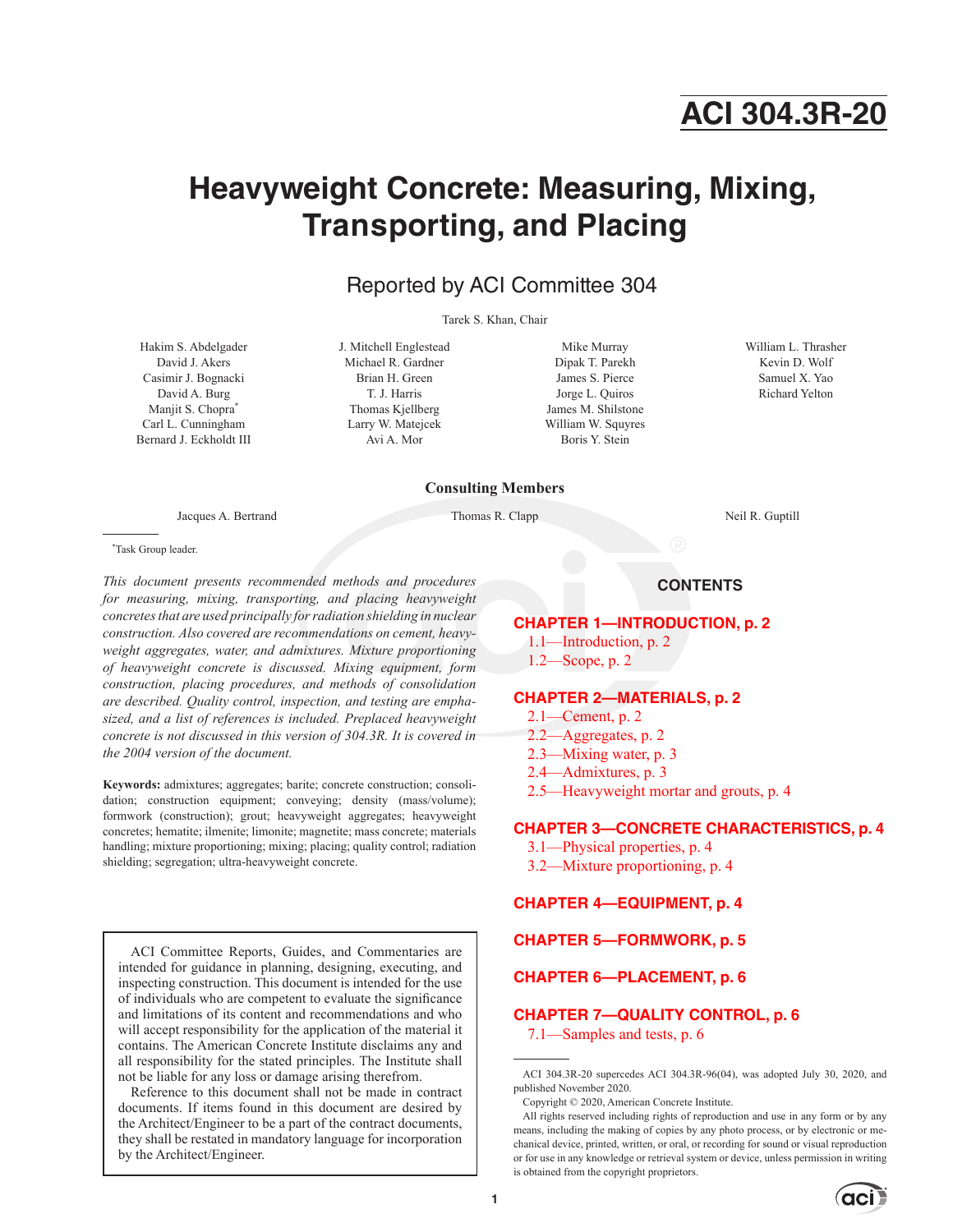# ACI 304.3R-20

# Heavyweight Concrete: Measuring, Mixing, Transporting, and Placing

## Reported by ACI Committee 304

Tarek S. Khan, Chair

Hakim S. Abdelgader
David J. Akers
Casimir J. Bognacki
David A. Burg
Manjit S. Chopra*
Carl L. Cunningham
Bernard J. Eckholdt III
J. Mitchell Englestead
Michael R. Gardner
Brian H. Green
T. J. Harris
Thomas Kjellberg
Larry W. Matejcek
Avi A. Mor
Mike Murray
Dipak T. Parekh
James S. Pierce
Jorge L. Quiros
James M. Shilstone
William W. Squyres
Boris Y. Stein
William L. Thrasher
Kevin D. Wolf
Samuel X. Yao
Richard Yelton

**Consulting Members**

Jacques A. Bertrand
Thomas R. Clapp
Neil R. Guptill

*Task Group leader.

*This document presents recommended methods and procedures for measuring, mixing, transporting, and placing heavyweight concretes that are used principally for radiation shielding in nuclear construction. Also covered are recommendations on cement, heavyweight aggregates, water, and admixtures. Mixture proportioning of heavyweight concrete is discussed. Mixing equipment, form construction, placing procedures, and methods of consolidation are described. Quality control, inspection, and testing are emphasized, and a list of references is included. Preplaced heavyweight concrete is not discussed in this version of 304.3R. It is covered in the 2004 version of the document.*

**Keywords:** admixtures; aggregates; barite; concrete construction; consolidation; construction equipment; conveying; density (mass/volume); formwork (construction); grout; heavyweight aggregates; heavyweight concretes; hematite; ilmenite; limonite; magnetite; mass concrete; materials handling; mixture proportioning; mixing; placing; quality control; radiation shielding; segregation; ultra-heavyweight concrete.

> ACI Committee Reports, Guides, and Commentaries are intended for guidance in planning, designing, executing, and inspecting construction. This document is intended for the use of individuals who are competent to evaluate the significance and limitations of its content and recommendations and who will accept responsibility for the application of the material it contains. The American Concrete Institute disclaims any and all responsibility for the stated principles. The Institute shall not be liable for any loss or damage arising therefrom.
>
> Reference to this document shall not be made in contract documents. If items found in this document are desired by the Architect/Engineer to be a part of the contract documents, they shall be restated in mandatory language for incorporation by the Architect/Engineer.

## CONTENTS

**CHAPTER 1—INTRODUCTION, p. 2**
- 1.1—Introduction, p. 2
- 1.2—Scope, p. 2

**CHAPTER 2—MATERIALS, p. 2**
- 2.1—Cement, p. 2
- 2.2—Aggregates, p. 2
- 2.3—Mixing water, p. 3
- 2.4—Admixtures, p. 3
- 2.5—Heavyweight mortar and grouts, p. 4

**CHAPTER 3—CONCRETE CHARACTERISTICS, p. 4**
- 3.1—Physical properties, p. 4
- 3.2—Mixture proportioning, p. 4

**CHAPTER 4—EQUIPMENT, p. 4**

**CHAPTER 5—FORMWORK, p. 5**

**CHAPTER 6—PLACEMENT, p. 6**

**CHAPTER 7—QUALITY CONTROL, p. 6**
- 7.1—Samples and tests, p. 6

ACI 304.3R-20 supercedes ACI 304.3R-96(04), was adopted July 30, 2020, and published November 2020.

Copyright © 2020, American Concrete Institute.

All rights reserved including rights of reproduction and use in any form or by any means, including the making of copies by any photo process, or by electronic or mechanical device, printed, written, or oral, or recording for sound or visual reproduction or for use in any knowledge or retrieval system or device, unless permission in writing is obtained from the copyright proprietors.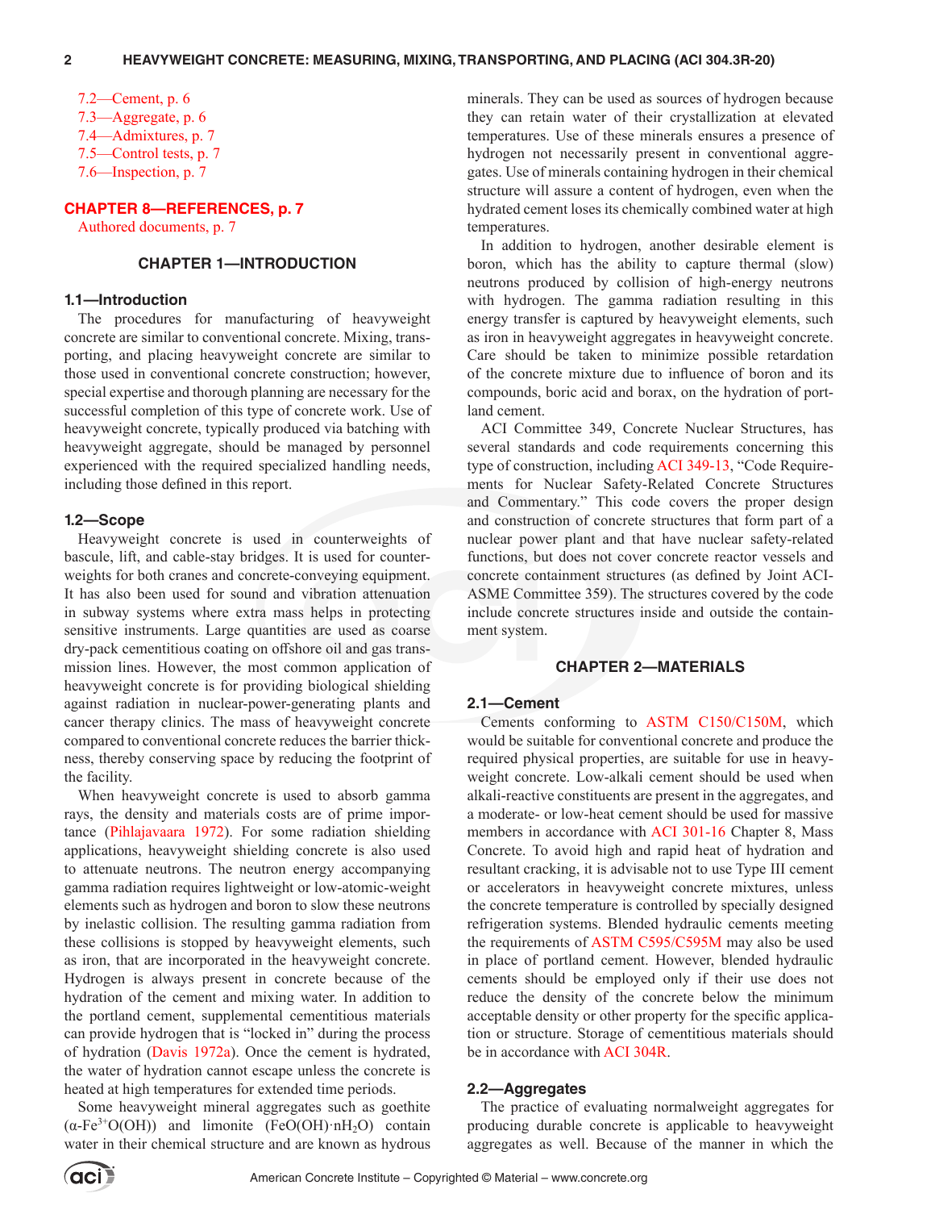7.2—Cement, p. 6
7.3—Aggregate, p. 6
7.4—Admixtures, p. 7
7.5—Control tests, p. 7
7.6—Inspection, p. 7

**CHAPTER 8—REFERENCES, p. 7**
Authored documents, p. 7

## CHAPTER 1—INTRODUCTION

### 1.1—Introduction

The procedures for manufacturing of heavyweight concrete are similar to conventional concrete. Mixing, transporting, and placing heavyweight concrete are similar to those used in conventional concrete construction; however, special expertise and thorough planning are necessary for the successful completion of this type of concrete work. Use of heavyweight concrete, typically produced via batching with heavyweight aggregate, should be managed by personnel experienced with the required specialized handling needs, including those defined in this report.

### 1.2—Scope

Heavyweight concrete is used in counterweights of bascule, lift, and cable-stay bridges. It is used for counterweights for both cranes and concrete-conveying equipment. It has also been used for sound and vibration attenuation in subway systems where extra mass helps in protecting sensitive instruments. Large quantities are used as coarse dry-pack cementitious coating on offshore oil and gas transmission lines. However, the most common application of heavyweight concrete is for providing biological shielding against radiation in nuclear-power-generating plants and cancer therapy clinics. The mass of heavyweight concrete compared to conventional concrete reduces the barrier thickness, thereby conserving space by reducing the footprint of the facility.

When heavyweight concrete is used to absorb gamma rays, the density and materials costs are of prime importance (Pihlajavaara 1972). For some radiation shielding applications, heavyweight shielding concrete is also used to attenuate neutrons. The neutron energy accompanying gamma radiation requires lightweight or low-atomic-weight elements such as hydrogen and boron to slow these neutrons by inelastic collision. The resulting gamma radiation from these collisions is stopped by heavyweight elements, such as iron, that are incorporated in the heavyweight concrete. Hydrogen is always present in concrete because of the hydration of the cement and mixing water. In addition to the portland cement, supplemental cementitious materials can provide hydrogen that is "locked in" during the process of hydration (Davis 1972a). Once the cement is hydrated, the water of hydration cannot escape unless the concrete is heated at high temperatures for extended time periods.

Some heavyweight mineral aggregates such as goethite ($\alpha$-$Fe^{3+}O(OH)$) and limonite ($FeO(OH) \cdot nH_2O$) contain water in their chemical structure and are known as hydrous minerals. They can be used as sources of hydrogen because they can retain water of their crystallization at elevated temperatures. Use of these minerals ensures a presence of hydrogen not necessarily present in conventional aggregates. Use of minerals containing hydrogen in their chemical structure will assure a content of hydrogen, even when the hydrated cement loses its chemically combined water at high temperatures.

In addition to hydrogen, another desirable element is boron, which has the ability to capture thermal (slow) neutrons produced by collision of high-energy neutrons with hydrogen. The gamma radiation resulting in this energy transfer is captured by heavyweight elements, such as iron in heavyweight aggregates in heavyweight concrete. Care should be taken to minimize possible retardation of the concrete mixture due to influence of boron and its compounds, boric acid and borax, on the hydration of portland cement.

ACI Committee 349, Concrete Nuclear Structures, has several standards and code requirements concerning this type of construction, including ACI 349-13, "Code Requirements for Nuclear Safety-Related Concrete Structures and Commentary." This code covers the proper design and construction of concrete structures that form part of a nuclear power plant and that have nuclear safety-related functions, but does not cover concrete reactor vessels and concrete containment structures (as defined by Joint ACI-ASME Committee 359). The structures covered by the code include concrete structures inside and outside the containment system.

## CHAPTER 2—MATERIALS

### 2.1—Cement

Cements conforming to ASTM C150/C150M, which would be suitable for conventional concrete and produce the required physical properties, are suitable for use in heavyweight concrete. Low-alkali cement should be used when alkali-reactive constituents are present in the aggregates, and a moderate- or low-heat cement should be used for massive members in accordance with ACI 301-16 Chapter 8, Mass Concrete. To avoid high and rapid heat of hydration and resultant cracking, it is advisable not to use Type III cement or accelerators in heavyweight concrete mixtures, unless the concrete temperature is controlled by specially designed refrigeration systems. Blended hydraulic cements meeting the requirements of ASTM C595/C595M may also be used in place of portland cement. However, blended hydraulic cements should be employed only if their use does not reduce the density of the concrete below the minimum acceptable density or other property for the specific application or structure. Storage of cementitious materials should be in accordance with ACI 304R.

### 2.2—Aggregates

The practice of evaluating normalweight aggregates for producing durable concrete is applicable to heavyweight aggregates as well. Because of the manner in which the